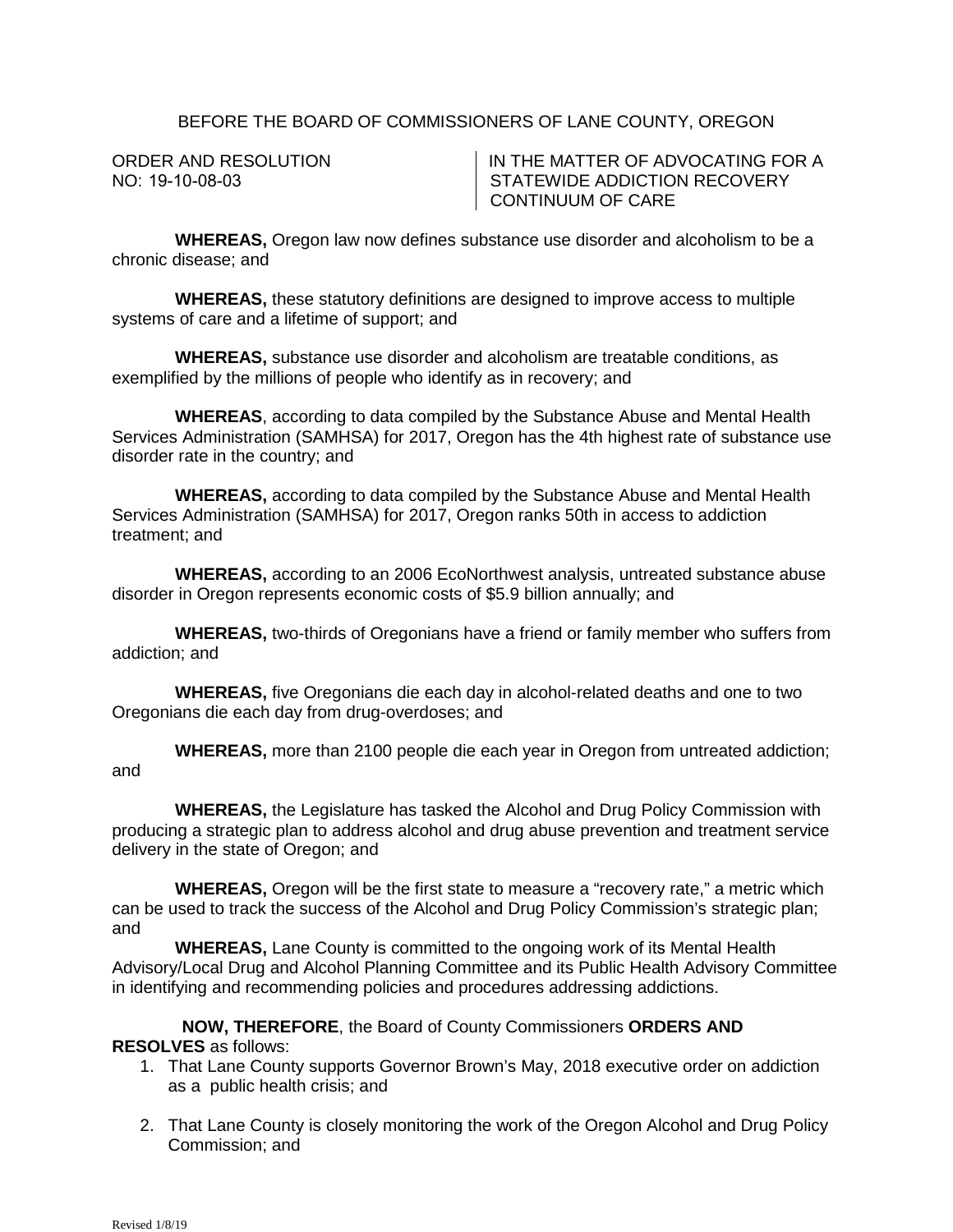BEFORE THE BOARD OF COMMISSIONERS OF LANE COUNTY, OREGON

| ORDER AND RESOLUTION NO: 19-10-08-03 | IN THE MATTER OF ADVOCATING FOR A STATEWIDE ADDICTION RECOVERY CONTINUUM OF CARE |
|---|---|

**WHEREAS,** Oregon law now defines substance use disorder and alcoholism to be a chronic disease; and

**WHEREAS,** these statutory definitions are designed to improve access to multiple systems of care and a lifetime of support; and

**WHEREAS,** substance use disorder and alcoholism are treatable conditions, as exemplified by the millions of people who identify as in recovery; and

**WHEREAS**, according to data compiled by the Substance Abuse and Mental Health Services Administration (SAMHSA) for 2017, Oregon has the 4th highest rate of substance use disorder rate in the country; and

**WHEREAS,** according to data compiled by the Substance Abuse and Mental Health Services Administration (SAMHSA) for 2017, Oregon ranks 50th in access to addiction treatment; and

**WHEREAS,** according to an 2006 EcoNorthwest analysis, untreated substance abuse disorder in Oregon represents economic costs of $5.9 billion annually; and

**WHEREAS,** two-thirds of Oregonians have a friend or family member who suffers from addiction; and

**WHEREAS,** five Oregonians die each day in alcohol-related deaths and one to two Oregonians die each day from drug-overdoses; and

**WHEREAS,** more than 2100 people die each year in Oregon from untreated addiction; and

**WHEREAS,** the Legislature has tasked the Alcohol and Drug Policy Commission with producing a strategic plan to address alcohol and drug abuse prevention and treatment service delivery in the state of Oregon; and

**WHEREAS,** Oregon will be the first state to measure a "recovery rate," a metric which can be used to track the success of the Alcohol and Drug Policy Commission's strategic plan; and

**WHEREAS,** Lane County is committed to the ongoing work of its Mental Health Advisory/Local Drug and Alcohol Planning Committee and its Public Health Advisory Committee in identifying and recommending policies and procedures addressing addictions.

**NOW, THEREFORE**, the Board of County Commissioners **ORDERS AND RESOLVES** as follows:

1. That Lane County supports Governor Brown's May, 2018 executive order on addiction as a public health crisis; and

2. That Lane County is closely monitoring the work of the Oregon Alcohol and Drug Policy Commission; and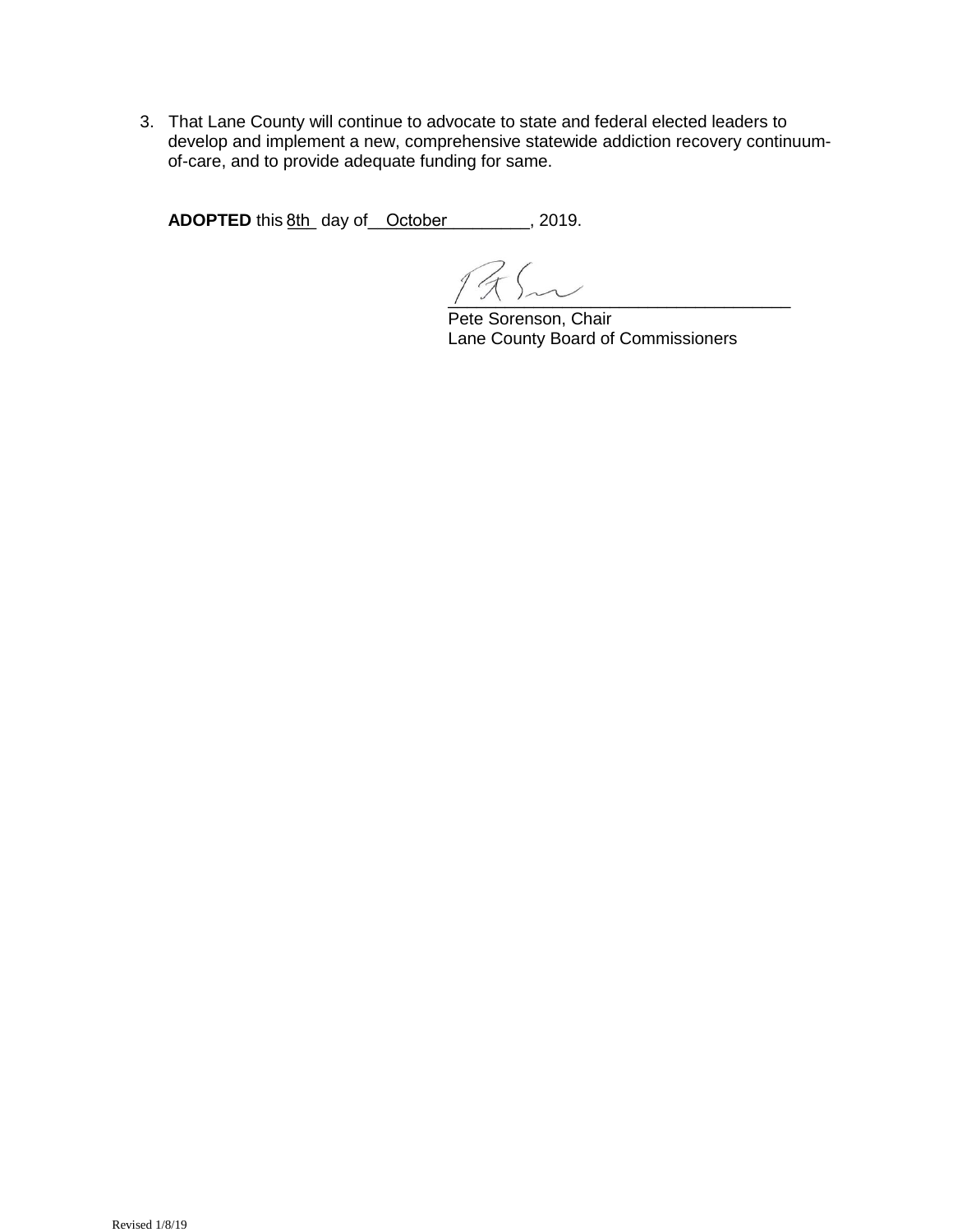3. That Lane County will continue to advocate to state and federal elected leaders to develop and implement a new, comprehensive statewide addiction recovery continuum-of-care, and to provide adequate funding for same.

**ADOPTED** this 8th day of October, 2019.

\_\_\_\_\_\_\_\_\_\_\_\_\_\_\_\_\_\_\_\_\_\_\_\_\_\_\_\_\_\_\_\_\_\_\_\_

Pete Sorenson, Chair
Lane County Board of Commissioners

Revised 1/8/19